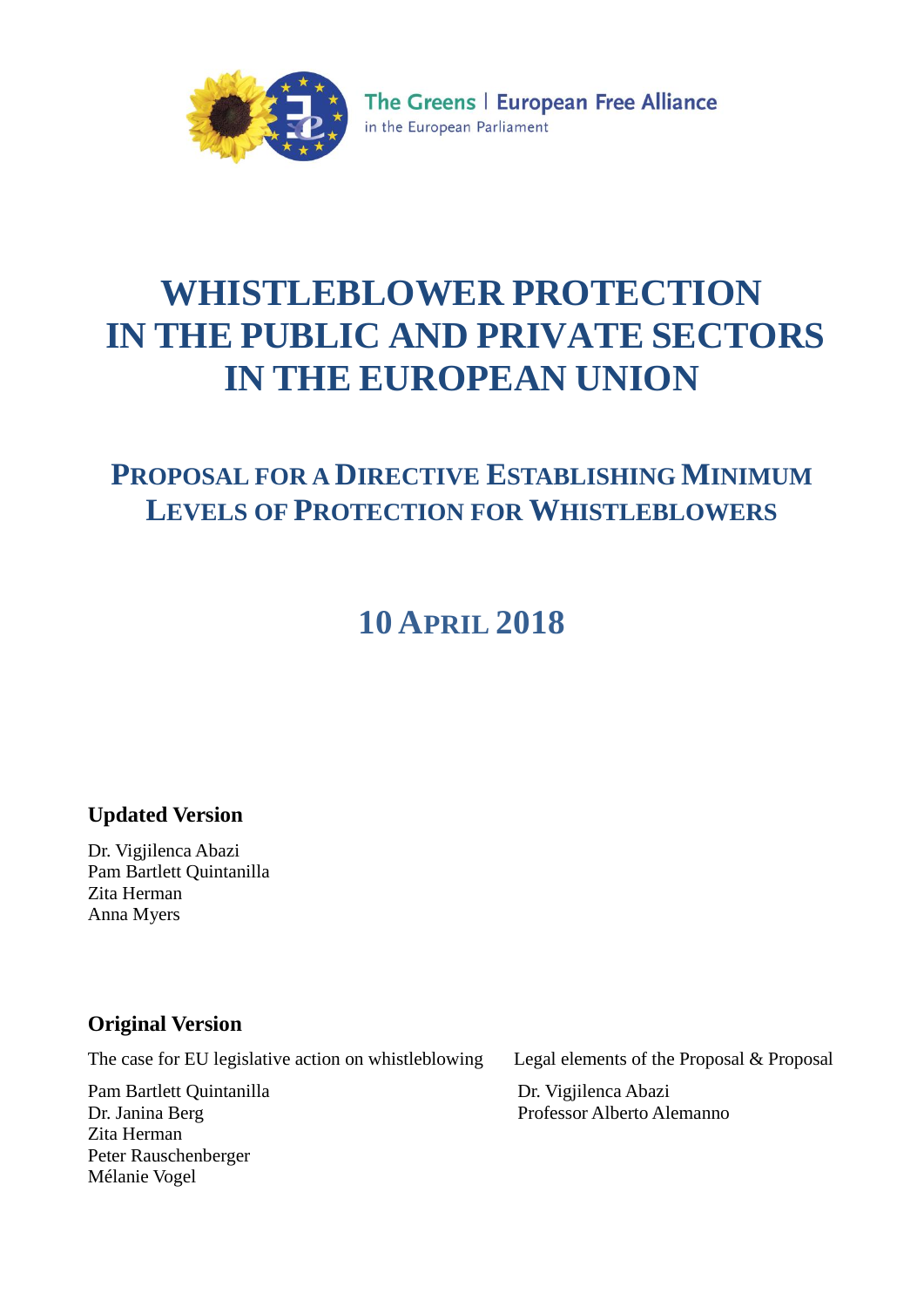The Greens | European Free Alliance
in the European Parliament

# WHISTLEBLOWER PROTECTION IN THE PUBLIC AND PRIVATE SECTORS IN THE EUROPEAN UNION

## PROPOSAL FOR A DIRECTIVE ESTABLISHING MINIMUM LEVELS OF PROTECTION FOR WHISTLEBLOWERS

## 10 APRIL 2018

**Updated Version**

Dr. Vigjilenca Abazi
Pam Bartlett Quintanilla
Zita Herman
Anna Myers

**Original Version**

The case for EU legislative action on whistleblowing

Pam Bartlett Quintanilla
Dr. Janina Berg
Zita Herman
Peter Rauschenberger
Mélanie Vogel

Legal elements of the Proposal & Proposal

Dr. Vigjilenca Abazi
Professor Alberto Alemanno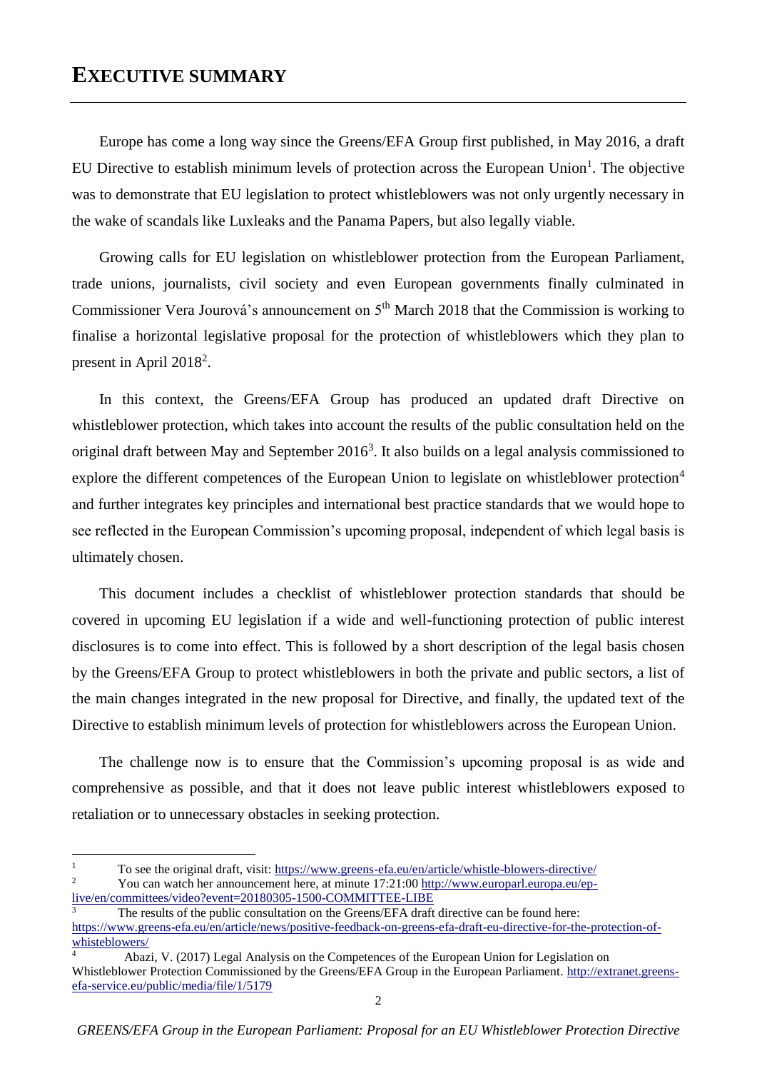# EXECUTIVE SUMMARY

Europe has come a long way since the Greens/EFA Group first published, in May 2016, a draft EU Directive to establish minimum levels of protection across the European Union[1]. The objective was to demonstrate that EU legislation to protect whistleblowers was not only urgently necessary in the wake of scandals like Luxleaks and the Panama Papers, but also legally viable.

Growing calls for EU legislation on whistleblower protection from the European Parliament, trade unions, journalists, civil society and even European governments finally culminated in Commissioner Vera Jourová's announcement on 5th March 2018 that the Commission is working to finalise a horizontal legislative proposal for the protection of whistleblowers which they plan to present in April 2018[2].

In this context, the Greens/EFA Group has produced an updated draft Directive on whistleblower protection, which takes into account the results of the public consultation held on the original draft between May and September 2016[3]. It also builds on a legal analysis commissioned to explore the different competences of the European Union to legislate on whistleblower protection[4] and further integrates key principles and international best practice standards that we would hope to see reflected in the European Commission's upcoming proposal, independent of which legal basis is ultimately chosen.

This document includes a checklist of whistleblower protection standards that should be covered in upcoming EU legislation if a wide and well-functioning protection of public interest disclosures is to come into effect. This is followed by a short description of the legal basis chosen by the Greens/EFA Group to protect whistleblowers in both the private and public sectors, a list of the main changes integrated in the new proposal for Directive, and finally, the updated text of the Directive to establish minimum levels of protection for whistleblowers across the European Union.

The challenge now is to ensure that the Commission's upcoming proposal is as wide and comprehensive as possible, and that it does not leave public interest whistleblowers exposed to retaliation or to unnecessary obstacles in seeking protection.

---

[1] To see the original draft, visit: https://www.greens-efa.eu/en/article/whistle-blowers-directive/

[2] You can watch her announcement here, at minute 17:21:00 http://www.europarl.europa.eu/ep-live/en/committees/video?event=20180305-1500-COMMITTEE-LIBE

[3] The results of the public consultation on the Greens/EFA draft directive can be found here: https://www.greens-efa.eu/en/article/news/positive-feedback-on-greens-efa-draft-eu-directive-for-the-protection-of-whisteblowers/

[4] Abazi, V. (2017) Legal Analysis on the Competences of the European Union for Legislation on Whistleblower Protection Commissioned by the Greens/EFA Group in the European Parliament. http://extranet.greens-efa-service.eu/public/media/file/1/5179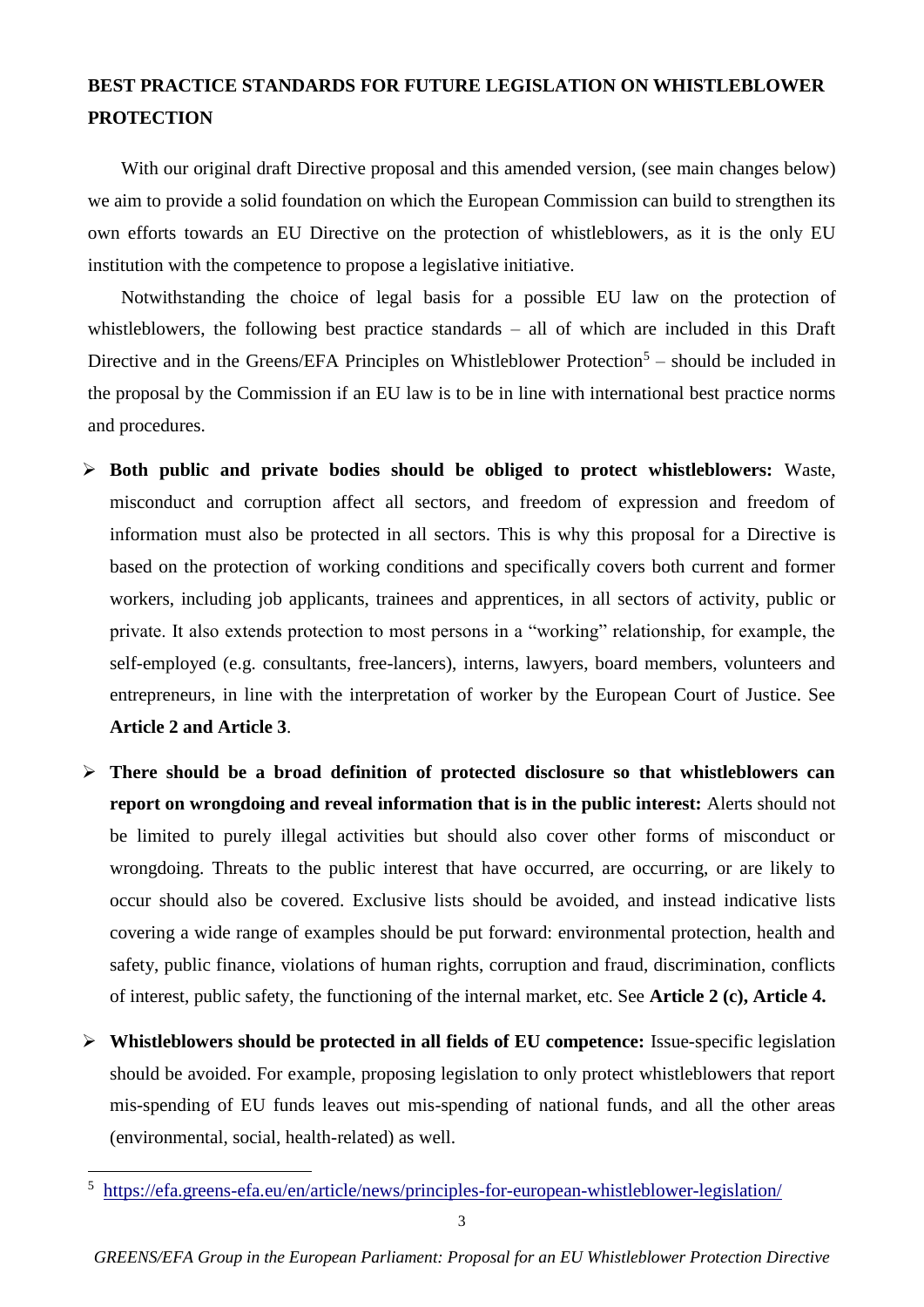## BEST PRACTICE STANDARDS FOR FUTURE LEGISLATION ON WHISTLEBLOWER PROTECTION

With our original draft Directive proposal and this amended version, (see main changes below) we aim to provide a solid foundation on which the European Commission can build to strengthen its own efforts towards an EU Directive on the protection of whistleblowers, as it is the only EU institution with the competence to propose a legislative initiative.

Notwithstanding the choice of legal basis for a possible EU law on the protection of whistleblowers, the following best practice standards – all of which are included in this Draft Directive and in the Greens/EFA Principles on Whistleblower Protection[5] – should be included in the proposal by the Commission if an EU law is to be in line with international best practice norms and procedures.

- **Both public and private bodies should be obliged to protect whistleblowers:** Waste, misconduct and corruption affect all sectors, and freedom of expression and freedom of information must also be protected in all sectors. This is why this proposal for a Directive is based on the protection of working conditions and specifically covers both current and former workers, including job applicants, trainees and apprentices, in all sectors of activity, public or private. It also extends protection to most persons in a "working" relationship, for example, the self-employed (e.g. consultants, free-lancers), interns, lawyers, board members, volunteers and entrepreneurs, in line with the interpretation of worker by the European Court of Justice. See **Article 2 and Article 3**.
- **There should be a broad definition of protected disclosure so that whistleblowers can report on wrongdoing and reveal information that is in the public interest:** Alerts should not be limited to purely illegal activities but should also cover other forms of misconduct or wrongdoing. Threats to the public interest that have occurred, are occurring, or are likely to occur should also be covered. Exclusive lists should be avoided, and instead indicative lists covering a wide range of examples should be put forward: environmental protection, health and safety, public finance, violations of human rights, corruption and fraud, discrimination, conflicts of interest, public safety, the functioning of the internal market, etc. See **Article 2 (c), Article 4.**
- **Whistleblowers should be protected in all fields of EU competence:** Issue-specific legislation should be avoided. For example, proposing legislation to only protect whistleblowers that report mis-spending of EU funds leaves out mis-spending of national funds, and all the other areas (environmental, social, health-related) as well.

[5] https://efa.greens-efa.eu/en/article/news/principles-for-european-whistleblower-legislation/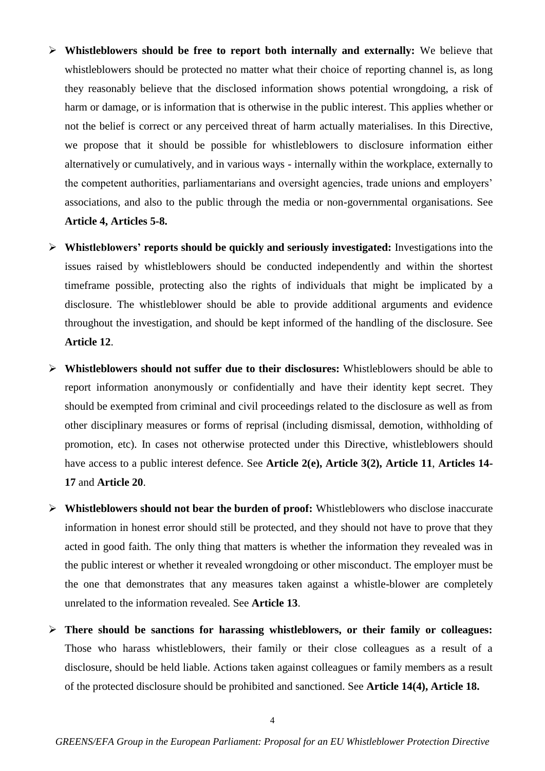- **Whistleblowers should be free to report both internally and externally:** We believe that whistleblowers should be protected no matter what their choice of reporting channel is, as long they reasonably believe that the disclosed information shows potential wrongdoing, a risk of harm or damage, or is information that is otherwise in the public interest. This applies whether or not the belief is correct or any perceived threat of harm actually materialises. In this Directive, we propose that it should be possible for whistleblowers to disclosure information either alternatively or cumulatively, and in various ways - internally within the workplace, externally to the competent authorities, parliamentarians and oversight agencies, trade unions and employers' associations, and also to the public through the media or non-governmental organisations. See **Article 4, Articles 5-8.**

- **Whistleblowers' reports should be quickly and seriously investigated:** Investigations into the issues raised by whistleblowers should be conducted independently and within the shortest timeframe possible, protecting also the rights of individuals that might be implicated by a disclosure. The whistleblower should be able to provide additional arguments and evidence throughout the investigation, and should be kept informed of the handling of the disclosure. See **Article 12**.

- **Whistleblowers should not suffer due to their disclosures:** Whistleblowers should be able to report information anonymously or confidentially and have their identity kept secret. They should be exempted from criminal and civil proceedings related to the disclosure as well as from other disciplinary measures or forms of reprisal (including dismissal, demotion, withholding of promotion, etc). In cases not otherwise protected under this Directive, whistleblowers should have access to a public interest defence. See **Article 2(e), Article 3(2), Article 11**, **Articles 14-17** and **Article 20**.

- **Whistleblowers should not bear the burden of proof:** Whistleblowers who disclose inaccurate information in honest error should still be protected, and they should not have to prove that they acted in good faith. The only thing that matters is whether the information they revealed was in the public interest or whether it revealed wrongdoing or other misconduct. The employer must be the one that demonstrates that any measures taken against a whistle-blower are completely unrelated to the information revealed. See **Article 13**.

- **There should be sanctions for harassing whistleblowers, or their family or colleagues:** Those who harass whistleblowers, their family or their close colleagues as a result of a disclosure, should be held liable. Actions taken against colleagues or family members as a result of the protected disclosure should be prohibited and sanctioned. See **Article 14(4), Article 18.**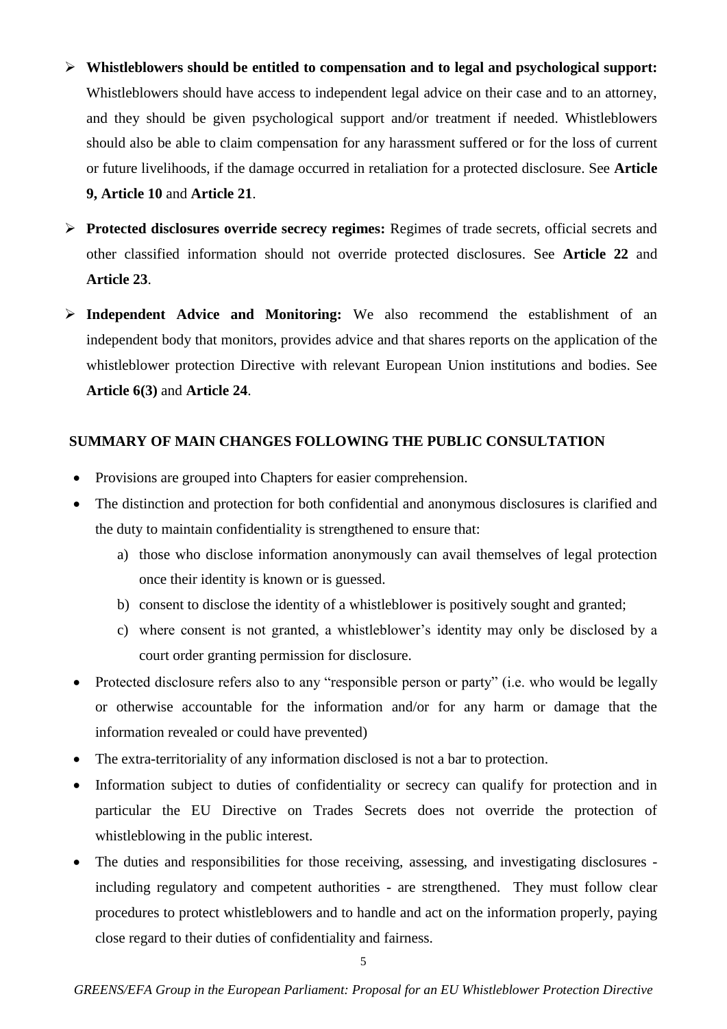- **Whistleblowers should be entitled to compensation and to legal and psychological support:** Whistleblowers should have access to independent legal advice on their case and to an attorney, and they should be given psychological support and/or treatment if needed. Whistleblowers should also be able to claim compensation for any harassment suffered or for the loss of current or future livelihoods, if the damage occurred in retaliation for a protected disclosure. See **Article 9, Article 10** and **Article 21**.

- **Protected disclosures override secrecy regimes:** Regimes of trade secrets, official secrets and other classified information should not override protected disclosures. See **Article 22** and **Article 23**.

- **Independent Advice and Monitoring:** We also recommend the establishment of an independent body that monitors, provides advice and that shares reports on the application of the whistleblower protection Directive with relevant European Union institutions and bodies. See **Article 6(3)** and **Article 24**.

## SUMMARY OF MAIN CHANGES FOLLOWING THE PUBLIC CONSULTATION

- Provisions are grouped into Chapters for easier comprehension.
- The distinction and protection for both confidential and anonymous disclosures is clarified and the duty to maintain confidentiality is strengthened to ensure that:
  a) those who disclose information anonymously can avail themselves of legal protection once their identity is known or is guessed.
  b) consent to disclose the identity of a whistleblower is positively sought and granted;
  c) where consent is not granted, a whistleblower's identity may only be disclosed by a court order granting permission for disclosure.
- Protected disclosure refers also to any "responsible person or party" (i.e. who would be legally or otherwise accountable for the information and/or for any harm or damage that the information revealed or could have prevented)
- The extra-territoriality of any information disclosed is not a bar to protection.
- Information subject to duties of confidentiality or secrecy can qualify for protection and in particular the EU Directive on Trades Secrets does not override the protection of whistleblowing in the public interest.
- The duties and responsibilities for those receiving, assessing, and investigating disclosures - including regulatory and competent authorities - are strengthened. They must follow clear procedures to protect whistleblowers and to handle and act on the information properly, paying close regard to their duties of confidentiality and fairness.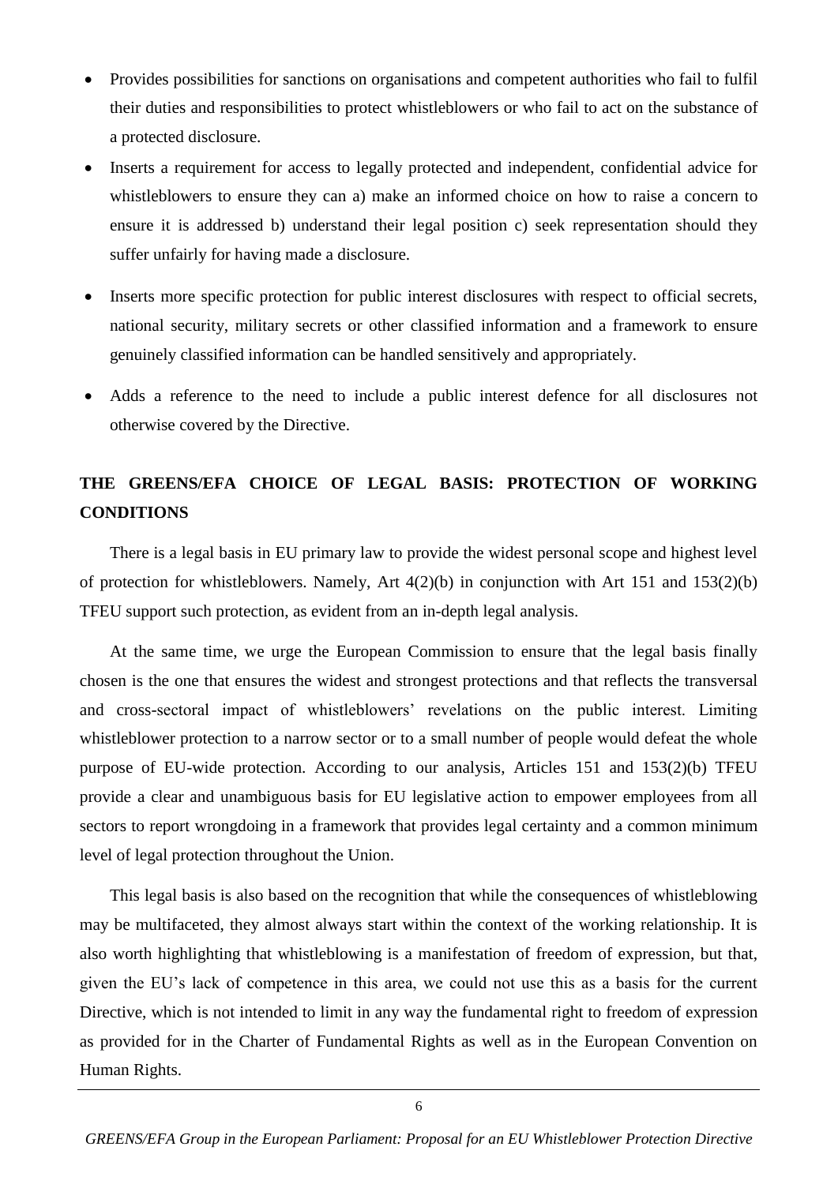- Provides possibilities for sanctions on organisations and competent authorities who fail to fulfil their duties and responsibilities to protect whistleblowers or who fail to act on the substance of a protected disclosure.
- Inserts a requirement for access to legally protected and independent, confidential advice for whistleblowers to ensure they can a) make an informed choice on how to raise a concern to ensure it is addressed b) understand their legal position c) seek representation should they suffer unfairly for having made a disclosure.
- Inserts more specific protection for public interest disclosures with respect to official secrets, national security, military secrets or other classified information and a framework to ensure genuinely classified information can be handled sensitively and appropriately.
- Adds a reference to the need to include a public interest defence for all disclosures not otherwise covered by the Directive.

## THE GREENS/EFA CHOICE OF LEGAL BASIS: PROTECTION OF WORKING CONDITIONS

There is a legal basis in EU primary law to provide the widest personal scope and highest level of protection for whistleblowers. Namely, Art 4(2)(b) in conjunction with Art 151 and 153(2)(b) TFEU support such protection, as evident from an in-depth legal analysis.

At the same time, we urge the European Commission to ensure that the legal basis finally chosen is the one that ensures the widest and strongest protections and that reflects the transversal and cross-sectoral impact of whistleblowers' revelations on the public interest. Limiting whistleblower protection to a narrow sector or to a small number of people would defeat the whole purpose of EU-wide protection. According to our analysis, Articles 151 and 153(2)(b) TFEU provide a clear and unambiguous basis for EU legislative action to empower employees from all sectors to report wrongdoing in a framework that provides legal certainty and a common minimum level of legal protection throughout the Union.

This legal basis is also based on the recognition that while the consequences of whistleblowing may be multifaceted, they almost always start within the context of the working relationship. It is also worth highlighting that whistleblowing is a manifestation of freedom of expression, but that, given the EU's lack of competence in this area, we could not use this as a basis for the current Directive, which is not intended to limit in any way the fundamental right to freedom of expression as provided for in the Charter of Fundamental Rights as well as in the European Convention on Human Rights.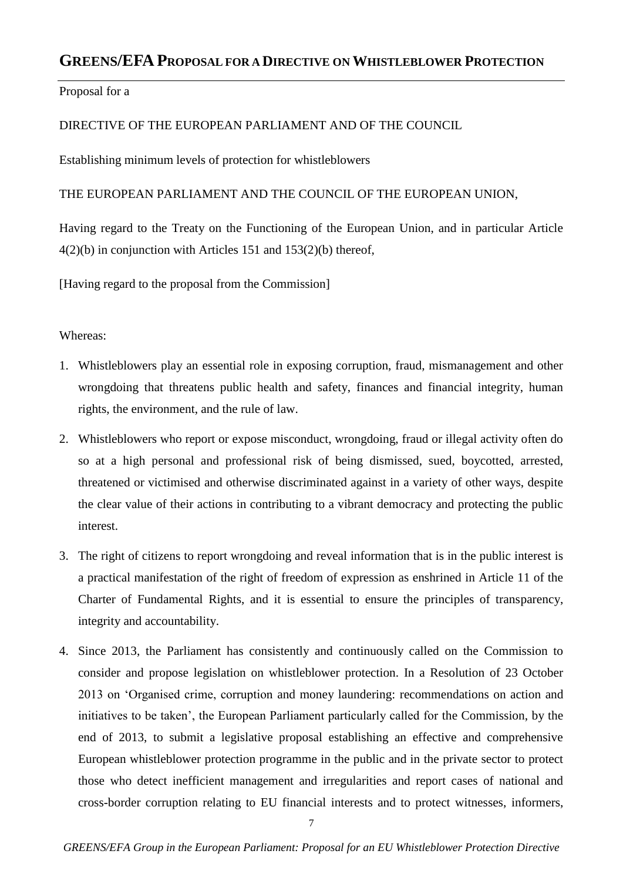# GREENS/EFA PROPOSAL FOR A DIRECTIVE ON WHISTLEBLOWER PROTECTION

Proposal for a

DIRECTIVE OF THE EUROPEAN PARLIAMENT AND OF THE COUNCIL

Establishing minimum levels of protection for whistleblowers

THE EUROPEAN PARLIAMENT AND THE COUNCIL OF THE EUROPEAN UNION,

Having regard to the Treaty on the Functioning of the European Union, and in particular Article 4(2)(b) in conjunction with Articles 151 and 153(2)(b) thereof,

[Having regard to the proposal from the Commission]

Whereas:

1. Whistleblowers play an essential role in exposing corruption, fraud, mismanagement and other wrongdoing that threatens public health and safety, finances and financial integrity, human rights, the environment, and the rule of law.
2. Whistleblowers who report or expose misconduct, wrongdoing, fraud or illegal activity often do so at a high personal and professional risk of being dismissed, sued, boycotted, arrested, threatened or victimised and otherwise discriminated against in a variety of other ways, despite the clear value of their actions in contributing to a vibrant democracy and protecting the public interest.
3. The right of citizens to report wrongdoing and reveal information that is in the public interest is a practical manifestation of the right of freedom of expression as enshrined in Article 11 of the Charter of Fundamental Rights, and it is essential to ensure the principles of transparency, integrity and accountability.
4. Since 2013, the Parliament has consistently and continuously called on the Commission to consider and propose legislation on whistleblower protection. In a Resolution of 23 October 2013 on 'Organised crime, corruption and money laundering: recommendations on action and initiatives to be taken', the European Parliament particularly called for the Commission, by the end of 2013, to submit a legislative proposal establishing an effective and comprehensive European whistleblower protection programme in the public and in the private sector to protect those who detect inefficient management and irregularities and report cases of national and cross-border corruption relating to EU financial interests and to protect witnesses, informers,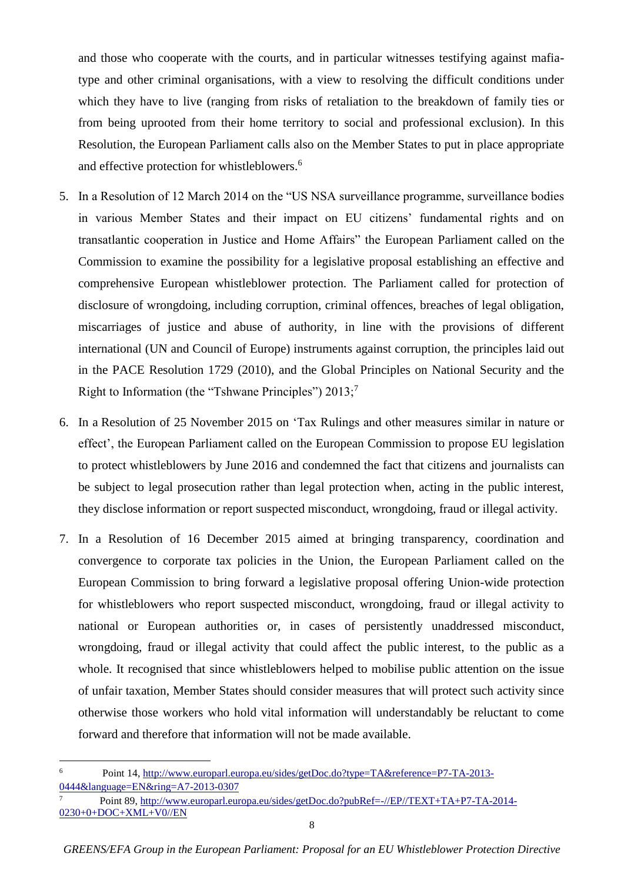and those who cooperate with the courts, and in particular witnesses testifying against mafia-type and other criminal organisations, with a view to resolving the difficult conditions under which they have to live (ranging from risks of retaliation to the breakdown of family ties or from being uprooted from their home territory to social and professional exclusion). In this Resolution, the European Parliament calls also on the Member States to put in place appropriate and effective protection for whistleblowers.[6]

5. In a Resolution of 12 March 2014 on the "US NSA surveillance programme, surveillance bodies in various Member States and their impact on EU citizens' fundamental rights and on transatlantic cooperation in Justice and Home Affairs" the European Parliament called on the Commission to examine the possibility for a legislative proposal establishing an effective and comprehensive European whistleblower protection. The Parliament called for protection of disclosure of wrongdoing, including corruption, criminal offences, breaches of legal obligation, miscarriages of justice and abuse of authority, in line with the provisions of different international (UN and Council of Europe) instruments against corruption, the principles laid out in the PACE Resolution 1729 (2010), and the Global Principles on National Security and the Right to Information (the "Tshwane Principles") 2013;[7]

6. In a Resolution of 25 November 2015 on 'Tax Rulings and other measures similar in nature or effect', the European Parliament called on the European Commission to propose EU legislation to protect whistleblowers by June 2016 and condemned the fact that citizens and journalists can be subject to legal prosecution rather than legal protection when, acting in the public interest, they disclose information or report suspected misconduct, wrongdoing, fraud or illegal activity.

7. In a Resolution of 16 December 2015 aimed at bringing transparency, coordination and convergence to corporate tax policies in the Union, the European Parliament called on the European Commission to bring forward a legislative proposal offering Union-wide protection for whistleblowers who report suspected misconduct, wrongdoing, fraud or illegal activity to national or European authorities or, in cases of persistently unaddressed misconduct, wrongdoing, fraud or illegal activity that could affect the public interest, to the public as a whole. It recognised that since whistleblowers helped to mobilise public attention on the issue of unfair taxation, Member States should consider measures that will protect such activity since otherwise those workers who hold vital information will understandably be reluctant to come forward and therefore that information will not be made available.

---

[6] Point 14, http://www.europarl.europa.eu/sides/getDoc.do?type=TA&reference=P7-TA-2013-0444&language=EN&ring=A7-2013-0307

[7] Point 89, http://www.europarl.europa.eu/sides/getDoc.do?pubRef=-//EP//TEXT+TA+P7-TA-2014-0230+0+DOC+XML+V0//EN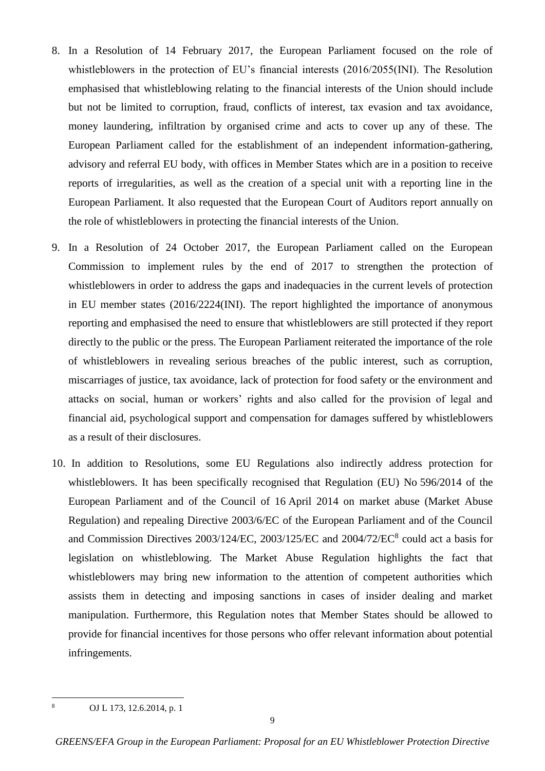8. In a Resolution of 14 February 2017, the European Parliament focused on the role of whistleblowers in the protection of EU's financial interests (2016/2055(INI). The Resolution emphasised that whistleblowing relating to the financial interests of the Union should include but not be limited to corruption, fraud, conflicts of interest, tax evasion and tax avoidance, money laundering, infiltration by organised crime and acts to cover up any of these. The European Parliament called for the establishment of an independent information-gathering, advisory and referral EU body, with offices in Member States which are in a position to receive reports of irregularities, as well as the creation of a special unit with a reporting line in the European Parliament. It also requested that the European Court of Auditors report annually on the role of whistleblowers in protecting the financial interests of the Union.

9. In a Resolution of 24 October 2017, the European Parliament called on the European Commission to implement rules by the end of 2017 to strengthen the protection of whistleblowers in order to address the gaps and inadequacies in the current levels of protection in EU member states (2016/2224(INI). The report highlighted the importance of anonymous reporting and emphasised the need to ensure that whistleblowers are still protected if they report directly to the public or the press. The European Parliament reiterated the importance of the role of whistleblowers in revealing serious breaches of the public interest, such as corruption, miscarriages of justice, tax avoidance, lack of protection for food safety or the environment and attacks on social, human or workers' rights and also called for the provision of legal and financial aid, psychological support and compensation for damages suffered by whistleblowers as a result of their disclosures.

10. In addition to Resolutions, some EU Regulations also indirectly address protection for whistleblowers. It has been specifically recognised that Regulation (EU) No 596/2014 of the European Parliament and of the Council of 16 April 2014 on market abuse (Market Abuse Regulation) and repealing Directive 2003/6/EC of the European Parliament and of the Council and Commission Directives 2003/124/EC, 2003/125/EC and 2004/72/EC[8] could act a basis for legislation on whistleblowing. The Market Abuse Regulation highlights the fact that whistleblowers may bring new information to the attention of competent authorities which assists them in detecting and imposing sanctions in cases of insider dealing and market manipulation. Furthermore, this Regulation notes that Member States should be allowed to provide for financial incentives for those persons who offer relevant information about potential infringements.

[8] OJ L 173, 12.6.2014, p. 1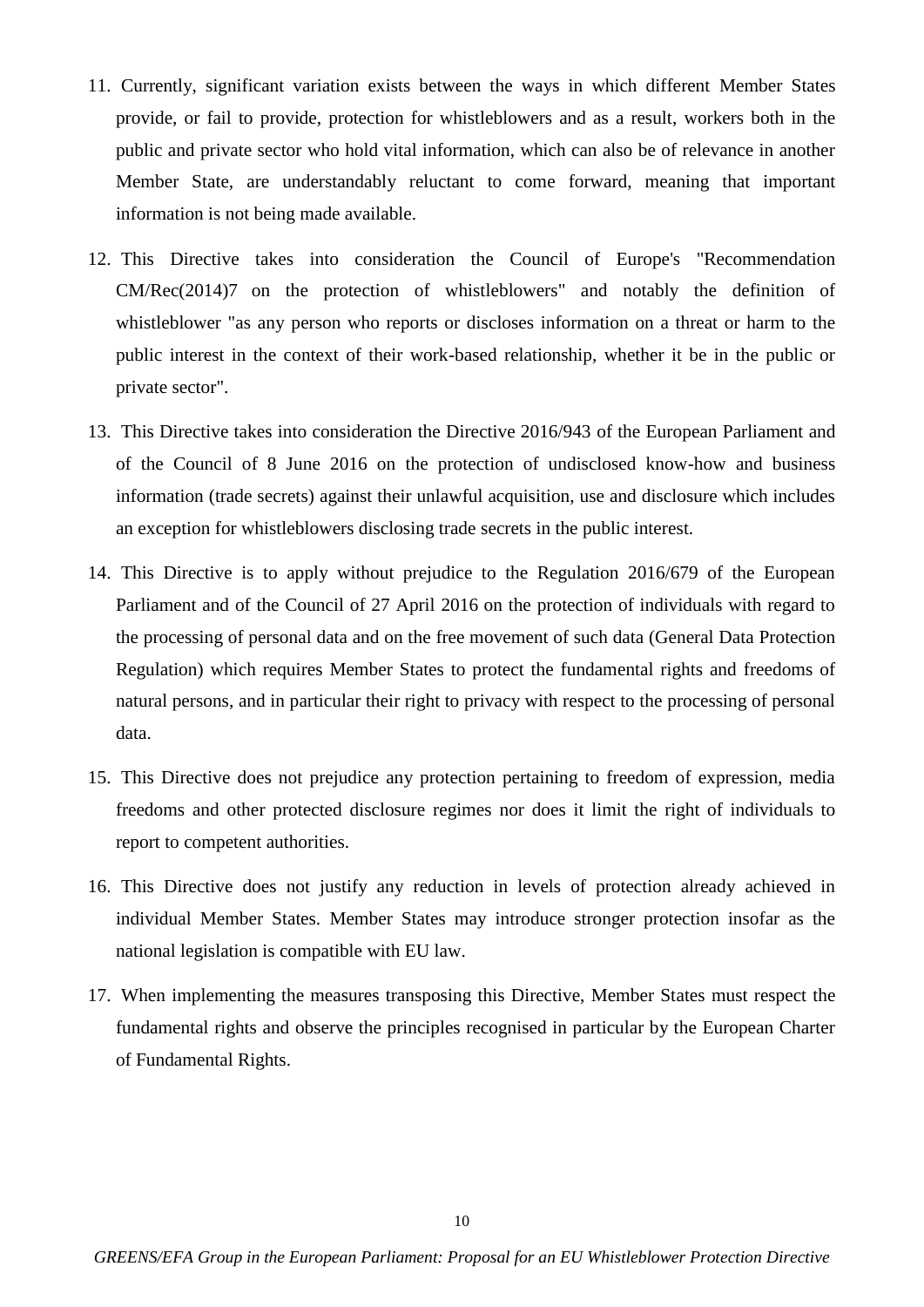11. Currently, significant variation exists between the ways in which different Member States provide, or fail to provide, protection for whistleblowers and as a result, workers both in the public and private sector who hold vital information, which can also be of relevance in another Member State, are understandably reluctant to come forward, meaning that important information is not being made available.

12. This Directive takes into consideration the Council of Europe's "Recommendation CM/Rec(2014)7 on the protection of whistleblowers" and notably the definition of whistleblower "as any person who reports or discloses information on a threat or harm to the public interest in the context of their work-based relationship, whether it be in the public or private sector".

13. This Directive takes into consideration the Directive 2016/943 of the European Parliament and of the Council of 8 June 2016 on the protection of undisclosed know-how and business information (trade secrets) against their unlawful acquisition, use and disclosure which includes an exception for whistleblowers disclosing trade secrets in the public interest.

14. This Directive is to apply without prejudice to the Regulation 2016/679 of the European Parliament and of the Council of 27 April 2016 on the protection of individuals with regard to the processing of personal data and on the free movement of such data (General Data Protection Regulation) which requires Member States to protect the fundamental rights and freedoms of natural persons, and in particular their right to privacy with respect to the processing of personal data.

15. This Directive does not prejudice any protection pertaining to freedom of expression, media freedoms and other protected disclosure regimes nor does it limit the right of individuals to report to competent authorities.

16. This Directive does not justify any reduction in levels of protection already achieved in individual Member States. Member States may introduce stronger protection insofar as the national legislation is compatible with EU law.

17. When implementing the measures transposing this Directive, Member States must respect the fundamental rights and observe the principles recognised in particular by the European Charter of Fundamental Rights.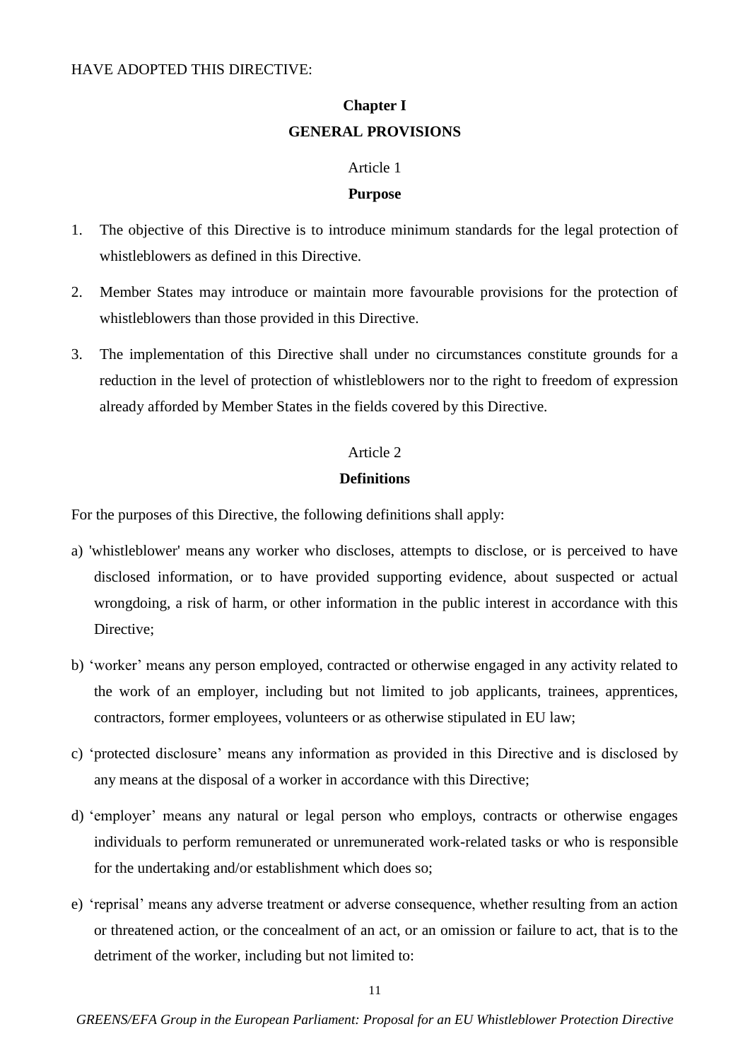HAVE ADOPTED THIS DIRECTIVE:

## Chapter I
## GENERAL PROVISIONS

### Article 1
### Purpose

1. The objective of this Directive is to introduce minimum standards for the legal protection of whistleblowers as defined in this Directive.

2. Member States may introduce or maintain more favourable provisions for the protection of whistleblowers than those provided in this Directive.

3. The implementation of this Directive shall under no circumstances constitute grounds for a reduction in the level of protection of whistleblowers nor to the right to freedom of expression already afforded by Member States in the fields covered by this Directive.

### Article 2
### Definitions

For the purposes of this Directive, the following definitions shall apply:

a) 'whistleblower' means any worker who discloses, attempts to disclose, or is perceived to have disclosed information, or to have provided supporting evidence, about suspected or actual wrongdoing, a risk of harm, or other information in the public interest in accordance with this Directive;

b) 'worker' means any person employed, contracted or otherwise engaged in any activity related to the work of an employer, including but not limited to job applicants, trainees, apprentices, contractors, former employees, volunteers or as otherwise stipulated in EU law;

c) 'protected disclosure' means any information as provided in this Directive and is disclosed by any means at the disposal of a worker in accordance with this Directive;

d) 'employer' means any natural or legal person who employs, contracts or otherwise engages individuals to perform remunerated or unremunerated work-related tasks or who is responsible for the undertaking and/or establishment which does so;

e) 'reprisal' means any adverse treatment or adverse consequence, whether resulting from an action or threatened action, or the concealment of an act, or an omission or failure to act, that is to the detriment of the worker, including but not limited to: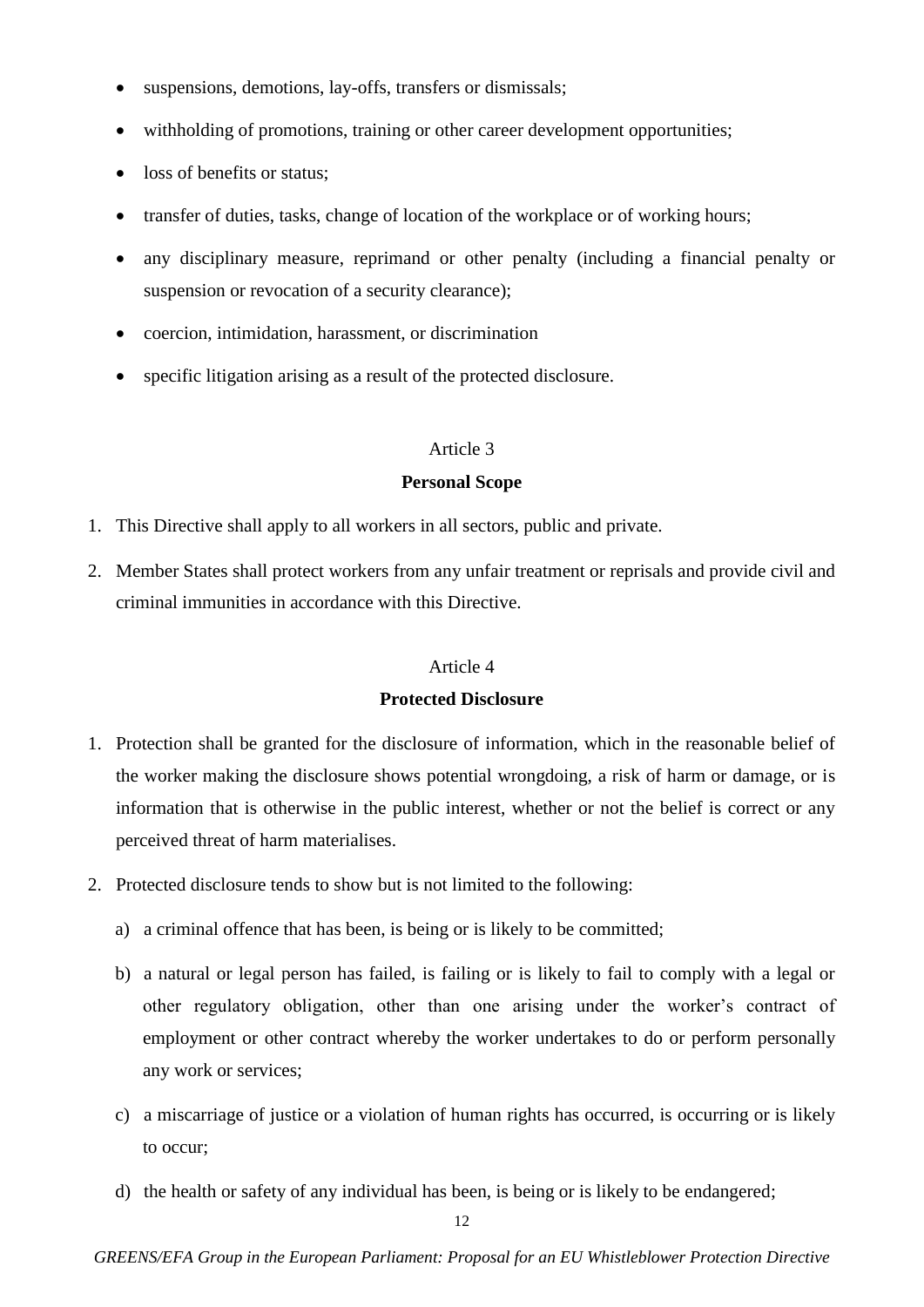- suspensions, demotions, lay-offs, transfers or dismissals;
- withholding of promotions, training or other career development opportunities;
- loss of benefits or status;
- transfer of duties, tasks, change of location of the workplace or of working hours;
- any disciplinary measure, reprimand or other penalty (including a financial penalty or suspension or revocation of a security clearance);
- coercion, intimidation, harassment, or discrimination
- specific litigation arising as a result of the protected disclosure.

Article 3

**Personal Scope**

1. This Directive shall apply to all workers in all sectors, public and private.
2. Member States shall protect workers from any unfair treatment or reprisals and provide civil and criminal immunities in accordance with this Directive.

Article 4

**Protected Disclosure**

1. Protection shall be granted for the disclosure of information, which in the reasonable belief of the worker making the disclosure shows potential wrongdoing, a risk of harm or damage, or is information that is otherwise in the public interest, whether or not the belief is correct or any perceived threat of harm materialises.
2. Protected disclosure tends to show but is not limited to the following:
   a) a criminal offence that has been, is being or is likely to be committed;
   b) a natural or legal person has failed, is failing or is likely to fail to comply with a legal or other regulatory obligation, other than one arising under the worker's contract of employment or other contract whereby the worker undertakes to do or perform personally any work or services;
   c) a miscarriage of justice or a violation of human rights has occurred, is occurring or is likely to occur;
   d) the health or safety of any individual has been, is being or is likely to be endangered;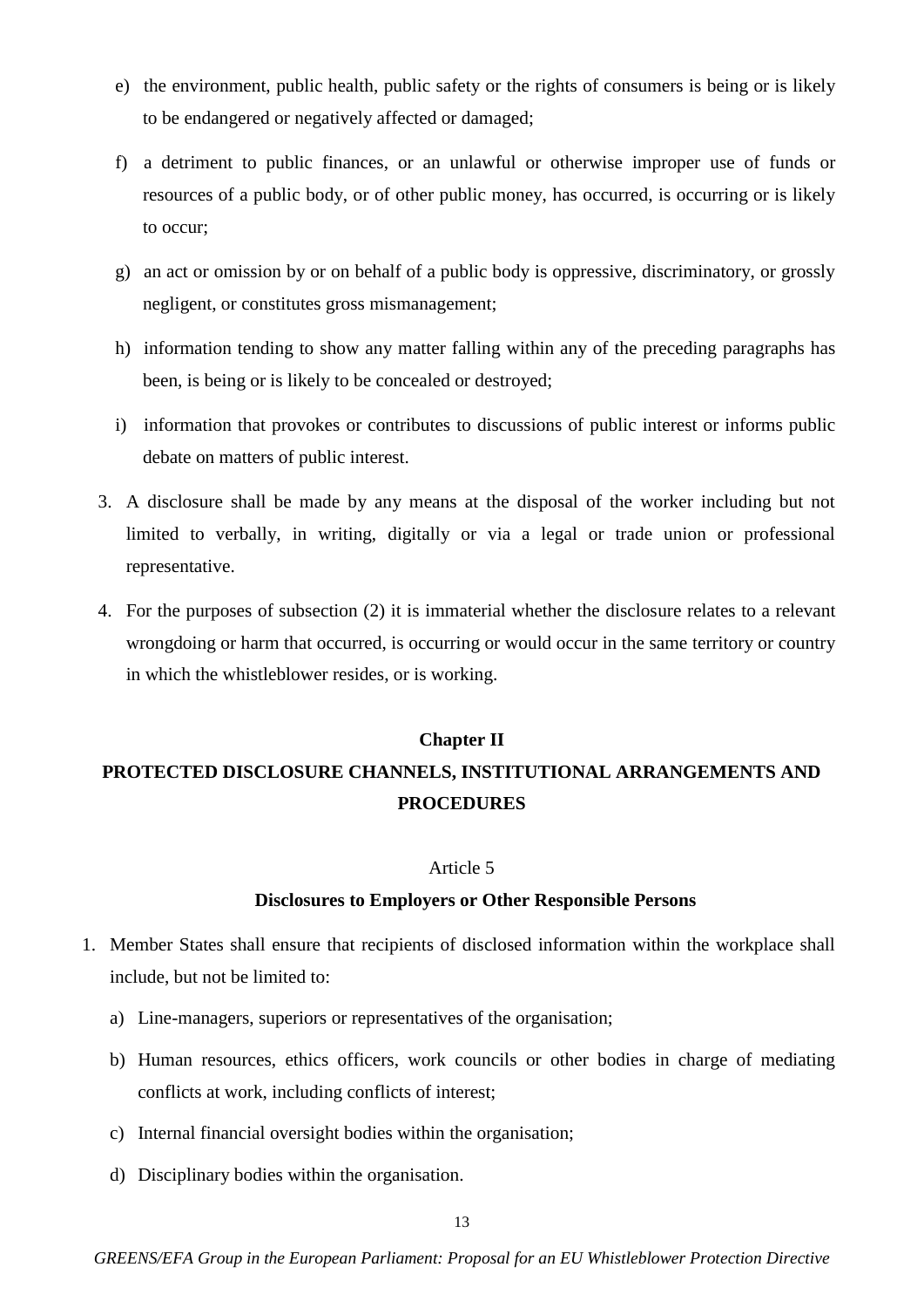e) the environment, public health, public safety or the rights of consumers is being or is likely to be endangered or negatively affected or damaged;

f) a detriment to public finances, or an unlawful or otherwise improper use of funds or resources of a public body, or of other public money, has occurred, is occurring or is likely to occur;

g) an act or omission by or on behalf of a public body is oppressive, discriminatory, or grossly negligent, or constitutes gross mismanagement;

h) information tending to show any matter falling within any of the preceding paragraphs has been, is being or is likely to be concealed or destroyed;

i) information that provokes or contributes to discussions of public interest or informs public debate on matters of public interest.

3. A disclosure shall be made by any means at the disposal of the worker including but not limited to verbally, in writing, digitally or via a legal or trade union or professional representative.

4. For the purposes of subsection (2) it is immaterial whether the disclosure relates to a relevant wrongdoing or harm that occurred, is occurring or would occur in the same territory or country in which the whistleblower resides, or is working.

## Chapter II

## PROTECTED DISCLOSURE CHANNELS, INSTITUTIONAL ARRANGEMENTS AND PROCEDURES

### Article 5

### Disclosures to Employers or Other Responsible Persons

1. Member States shall ensure that recipients of disclosed information within the workplace shall include, but not be limited to:

   a) Line-managers, superiors or representatives of the organisation;

   b) Human resources, ethics officers, work councils or other bodies in charge of mediating conflicts at work, including conflicts of interest;

   c) Internal financial oversight bodies within the organisation;

   d) Disciplinary bodies within the organisation.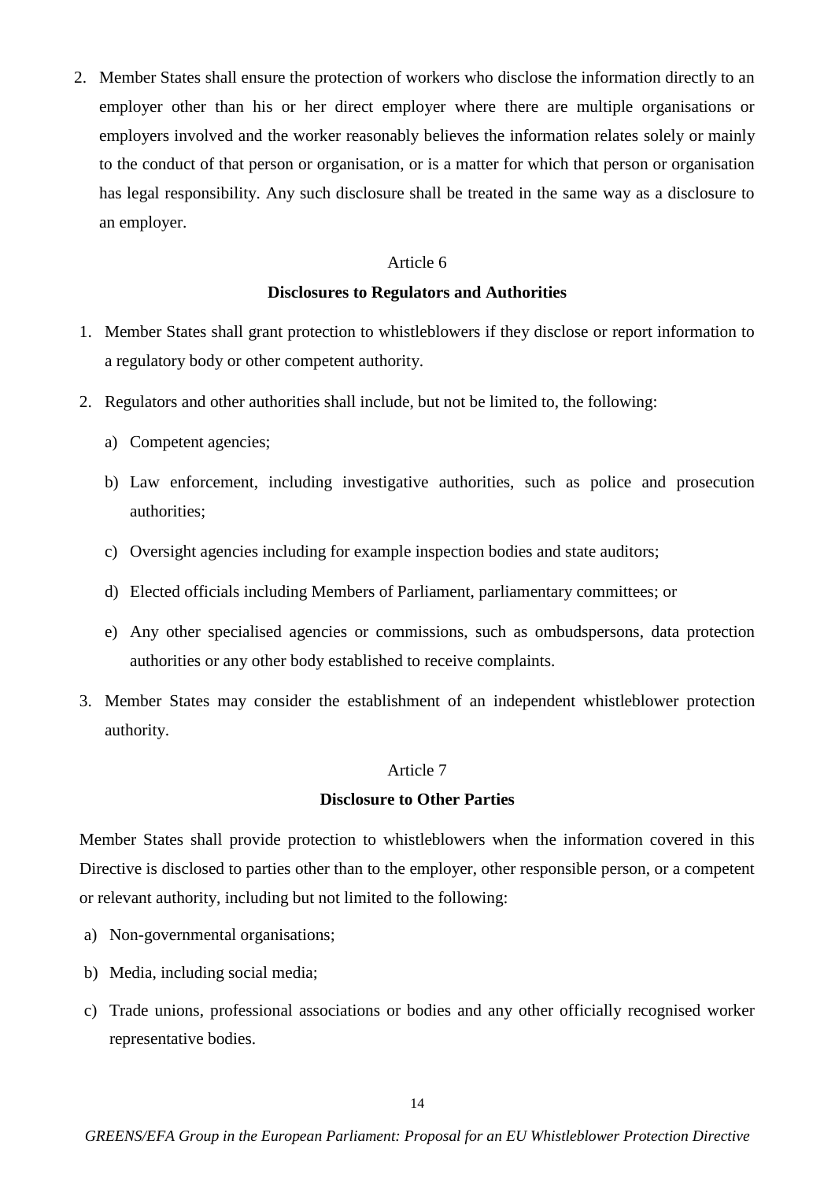2. Member States shall ensure the protection of workers who disclose the information directly to an employer other than his or her direct employer where there are multiple organisations or employers involved and the worker reasonably believes the information relates solely or mainly to the conduct of that person or organisation, or is a matter for which that person or organisation has legal responsibility. Any such disclosure shall be treated in the same way as a disclosure to an employer.

Article 6

**Disclosures to Regulators and Authorities**

1. Member States shall grant protection to whistleblowers if they disclose or report information to a regulatory body or other competent authority.
2. Regulators and other authorities shall include, but not be limited to, the following:
   a) Competent agencies;
   b) Law enforcement, including investigative authorities, such as police and prosecution authorities;
   c) Oversight agencies including for example inspection bodies and state auditors;
   d) Elected officials including Members of Parliament, parliamentary committees; or
   e) Any other specialised agencies or commissions, such as ombudspersons, data protection authorities or any other body established to receive complaints.
3. Member States may consider the establishment of an independent whistleblower protection authority.

Article 7

**Disclosure to Other Parties**

Member States shall provide protection to whistleblowers when the information covered in this Directive is disclosed to parties other than to the employer, other responsible person, or a competent or relevant authority, including but not limited to the following:

a) Non-governmental organisations;
b) Media, including social media;
c) Trade unions, professional associations or bodies and any other officially recognised worker representative bodies.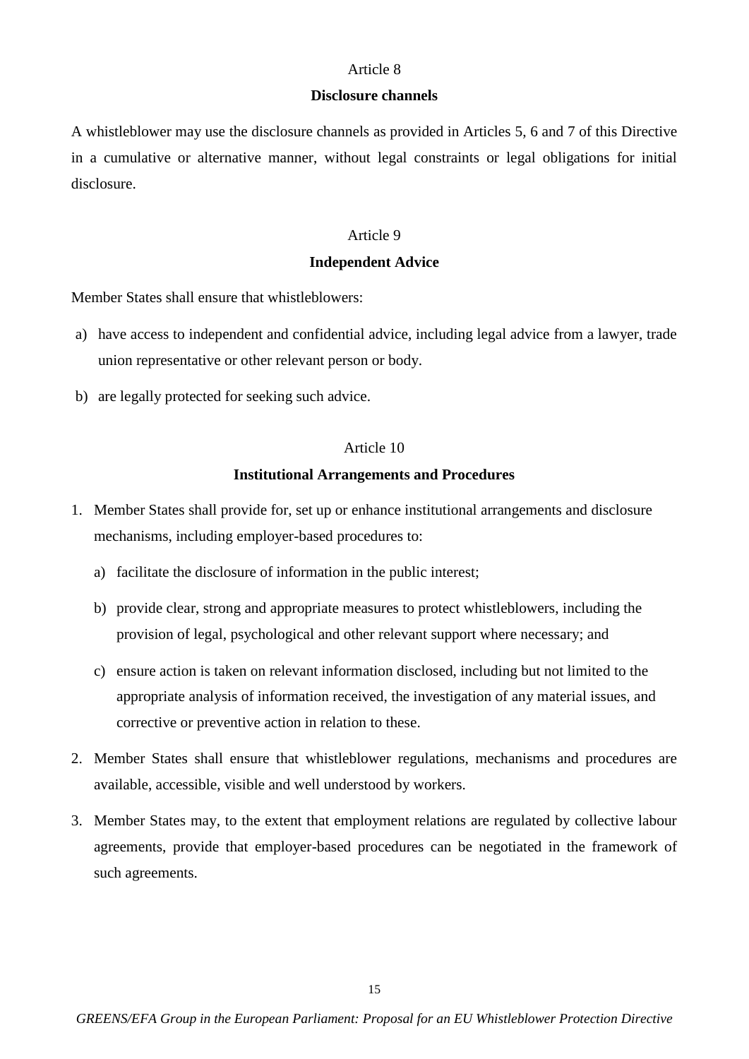Article 8

**Disclosure channels**

A whistleblower may use the disclosure channels as provided in Articles 5, 6 and 7 of this Directive in a cumulative or alternative manner, without legal constraints or legal obligations for initial disclosure.

Article 9

**Independent Advice**

Member States shall ensure that whistleblowers:

a) have access to independent and confidential advice, including legal advice from a lawyer, trade union representative or other relevant person or body.

b) are legally protected for seeking such advice.

Article 10

**Institutional Arrangements and Procedures**

1. Member States shall provide for, set up or enhance institutional arrangements and disclosure mechanisms, including employer-based procedures to:

   a) facilitate the disclosure of information in the public interest;

   b) provide clear, strong and appropriate measures to protect whistleblowers, including the provision of legal, psychological and other relevant support where necessary; and

   c) ensure action is taken on relevant information disclosed, including but not limited to the appropriate analysis of information received, the investigation of any material issues, and corrective or preventive action in relation to these.

2. Member States shall ensure that whistleblower regulations, mechanisms and procedures are available, accessible, visible and well understood by workers.

3. Member States may, to the extent that employment relations are regulated by collective labour agreements, provide that employer-based procedures can be negotiated in the framework of such agreements.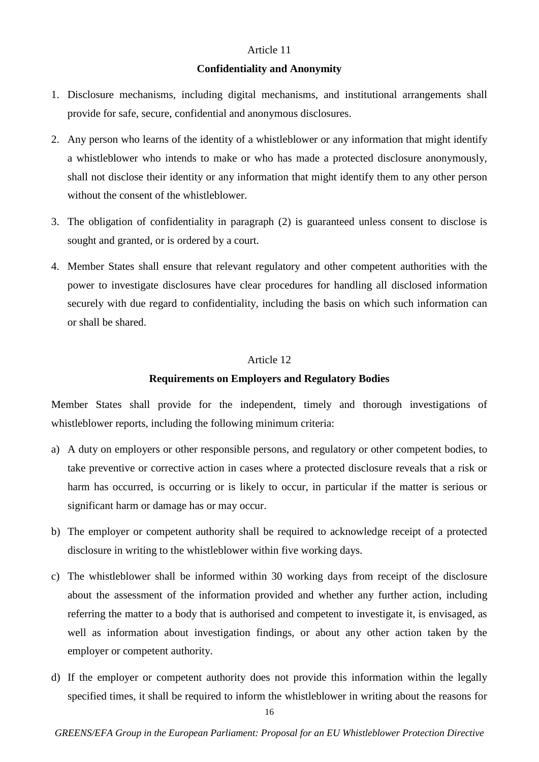Article 11

**Confidentiality and Anonymity**

1. Disclosure mechanisms, including digital mechanisms, and institutional arrangements shall provide for safe, secure, confidential and anonymous disclosures.
2. Any person who learns of the identity of a whistleblower or any information that might identify a whistleblower who intends to make or who has made a protected disclosure anonymously, shall not disclose their identity or any information that might identify them to any other person without the consent of the whistleblower.
3. The obligation of confidentiality in paragraph (2) is guaranteed unless consent to disclose is sought and granted, or is ordered by a court.
4. Member States shall ensure that relevant regulatory and other competent authorities with the power to investigate disclosures have clear procedures for handling all disclosed information securely with due regard to confidentiality, including the basis on which such information can or shall be shared.

Article 12

**Requirements on Employers and Regulatory Bodies**

Member States shall provide for the independent, timely and thorough investigations of whistleblower reports, including the following minimum criteria:

a) A duty on employers or other responsible persons, and regulatory or other competent bodies, to take preventive or corrective action in cases where a protected disclosure reveals that a risk or harm has occurred, is occurring or is likely to occur, in particular if the matter is serious or significant harm or damage has or may occur.

b) The employer or competent authority shall be required to acknowledge receipt of a protected disclosure in writing to the whistleblower within five working days.

c) The whistleblower shall be informed within 30 working days from receipt of the disclosure about the assessment of the information provided and whether any further action, including referring the matter to a body that is authorised and competent to investigate it, is envisaged, as well as information about investigation findings, or about any other action taken by the employer or competent authority.

d) If the employer or competent authority does not provide this information within the legally specified times, it shall be required to inform the whistleblower in writing about the reasons for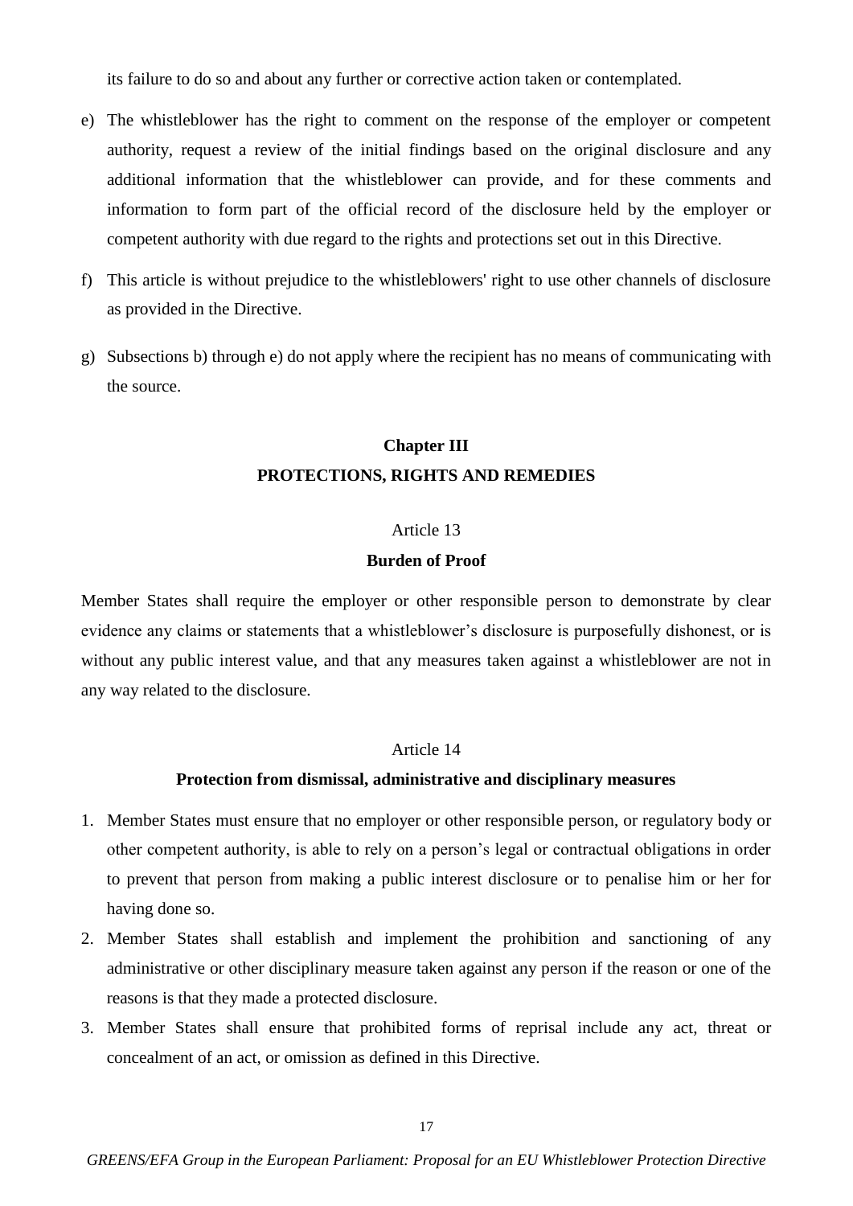its failure to do so and about any further or corrective action taken or contemplated.

e) The whistleblower has the right to comment on the response of the employer or competent authority, request a review of the initial findings based on the original disclosure and any additional information that the whistleblower can provide, and for these comments and information to form part of the official record of the disclosure held by the employer or competent authority with due regard to the rights and protections set out in this Directive.

f) This article is without prejudice to the whistleblowers' right to use other channels of disclosure as provided in the Directive.

g) Subsections b) through e) do not apply where the recipient has no means of communicating with the source.

## Chapter III
## PROTECTIONS, RIGHTS AND REMEDIES

### Article 13
### Burden of Proof

Member States shall require the employer or other responsible person to demonstrate by clear evidence any claims or statements that a whistleblower's disclosure is purposefully dishonest, or is without any public interest value, and that any measures taken against a whistleblower are not in any way related to the disclosure.

### Article 14
### Protection from dismissal, administrative and disciplinary measures

1. Member States must ensure that no employer or other responsible person, or regulatory body or other competent authority, is able to rely on a person's legal or contractual obligations in order to prevent that person from making a public interest disclosure or to penalise him or her for having done so.
2. Member States shall establish and implement the prohibition and sanctioning of any administrative or other disciplinary measure taken against any person if the reason or one of the reasons is that they made a protected disclosure.
3. Member States shall ensure that prohibited forms of reprisal include any act, threat or concealment of an act, or omission as defined in this Directive.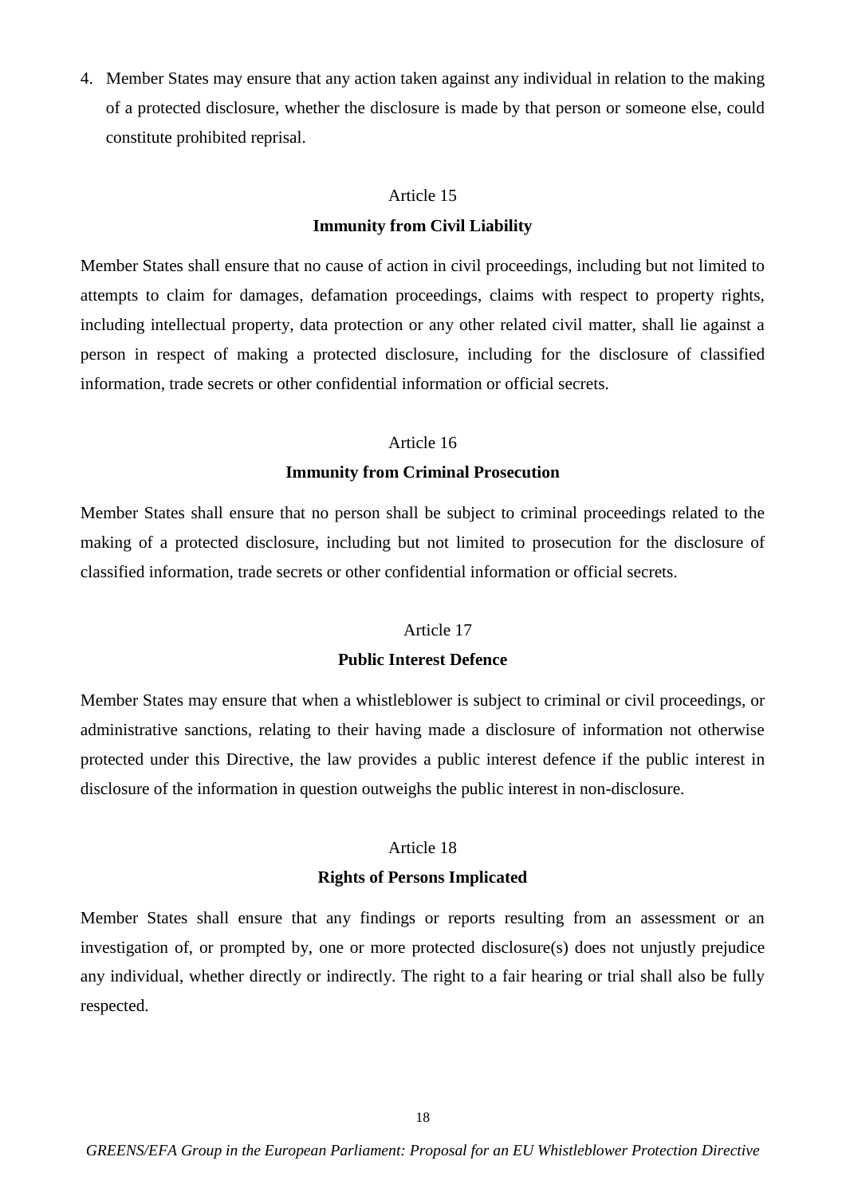4. Member States may ensure that any action taken against any individual in relation to the making of a protected disclosure, whether the disclosure is made by that person or someone else, could constitute prohibited reprisal.

## Article 15

### Immunity from Civil Liability

Member States shall ensure that no cause of action in civil proceedings, including but not limited to attempts to claim for damages, defamation proceedings, claims with respect to property rights, including intellectual property, data protection or any other related civil matter, shall lie against a person in respect of making a protected disclosure, including for the disclosure of classified information, trade secrets or other confidential information or official secrets.

## Article 16

### Immunity from Criminal Prosecution

Member States shall ensure that no person shall be subject to criminal proceedings related to the making of a protected disclosure, including but not limited to prosecution for the disclosure of classified information, trade secrets or other confidential information or official secrets.

## Article 17

### Public Interest Defence

Member States may ensure that when a whistleblower is subject to criminal or civil proceedings, or administrative sanctions, relating to their having made a disclosure of information not otherwise protected under this Directive, the law provides a public interest defence if the public interest in disclosure of the information in question outweighs the public interest in non-disclosure.

## Article 18

### Rights of Persons Implicated

Member States shall ensure that any findings or reports resulting from an assessment or an investigation of, or prompted by, one or more protected disclosure(s) does not unjustly prejudice any individual, whether directly or indirectly. The right to a fair hearing or trial shall also be fully respected.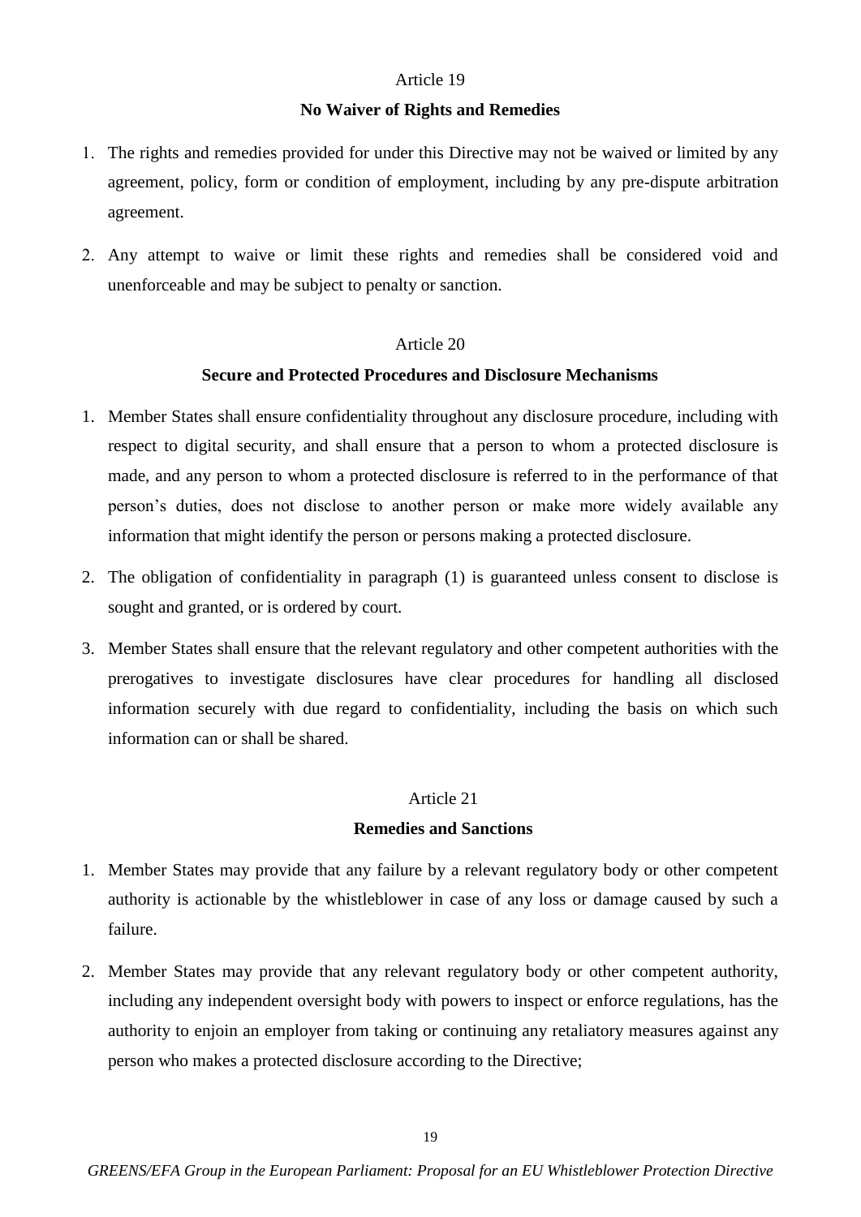## Article 19

### No Waiver of Rights and Remedies

1. The rights and remedies provided for under this Directive may not be waived or limited by any agreement, policy, form or condition of employment, including by any pre-dispute arbitration agreement.
2. Any attempt to waive or limit these rights and remedies shall be considered void and unenforceable and may be subject to penalty or sanction.

## Article 20

### Secure and Protected Procedures and Disclosure Mechanisms

1. Member States shall ensure confidentiality throughout any disclosure procedure, including with respect to digital security, and shall ensure that a person to whom a protected disclosure is made, and any person to whom a protected disclosure is referred to in the performance of that person's duties, does not disclose to another person or make more widely available any information that might identify the person or persons making a protected disclosure.
2. The obligation of confidentiality in paragraph (1) is guaranteed unless consent to disclose is sought and granted, or is ordered by court.
3. Member States shall ensure that the relevant regulatory and other competent authorities with the prerogatives to investigate disclosures have clear procedures for handling all disclosed information securely with due regard to confidentiality, including the basis on which such information can or shall be shared.

## Article 21

### Remedies and Sanctions

1. Member States may provide that any failure by a relevant regulatory body or other competent authority is actionable by the whistleblower in case of any loss or damage caused by such a failure.
2. Member States may provide that any relevant regulatory body or other competent authority, including any independent oversight body with powers to inspect or enforce regulations, has the authority to enjoin an employer from taking or continuing any retaliatory measures against any person who makes a protected disclosure according to the Directive;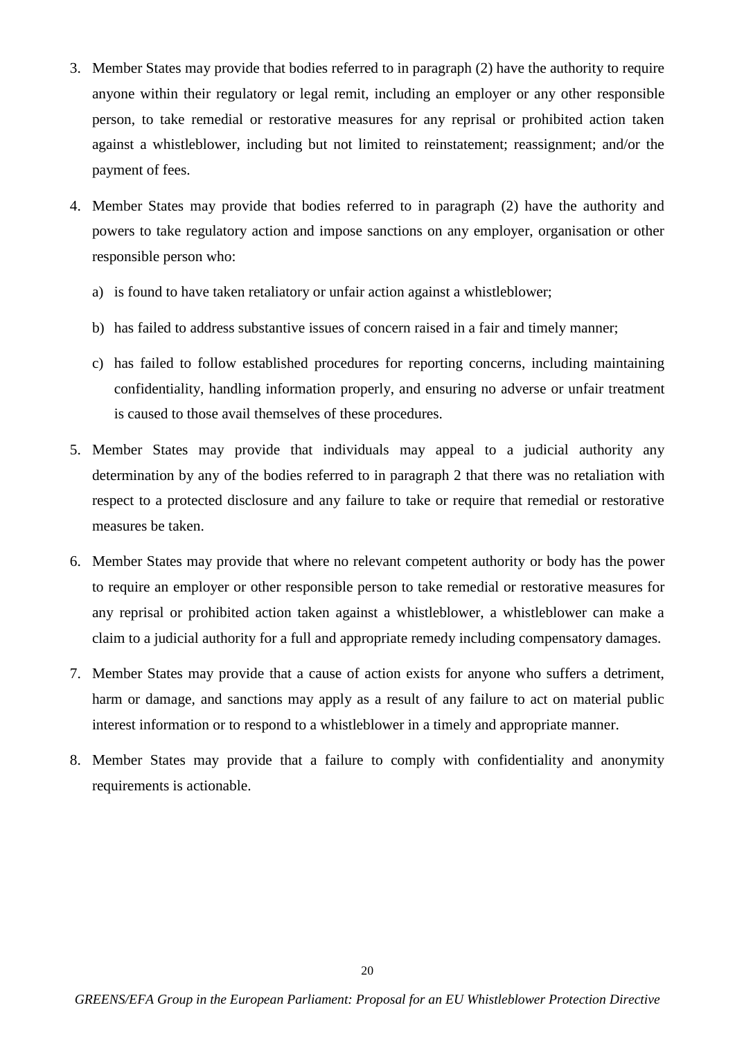3. Member States may provide that bodies referred to in paragraph (2) have the authority to require anyone within their regulatory or legal remit, including an employer or any other responsible person, to take remedial or restorative measures for any reprisal or prohibited action taken against a whistleblower, including but not limited to reinstatement; reassignment; and/or the payment of fees.

4. Member States may provide that bodies referred to in paragraph (2) have the authority and powers to take regulatory action and impose sanctions on any employer, organisation or other responsible person who:

   a) is found to have taken retaliatory or unfair action against a whistleblower;

   b) has failed to address substantive issues of concern raised in a fair and timely manner;

   c) has failed to follow established procedures for reporting concerns, including maintaining confidentiality, handling information properly, and ensuring no adverse or unfair treatment is caused to those avail themselves of these procedures.

5. Member States may provide that individuals may appeal to a judicial authority any determination by any of the bodies referred to in paragraph 2 that there was no retaliation with respect to a protected disclosure and any failure to take or require that remedial or restorative measures be taken.

6. Member States may provide that where no relevant competent authority or body has the power to require an employer or other responsible person to take remedial or restorative measures for any reprisal or prohibited action taken against a whistleblower, a whistleblower can make a claim to a judicial authority for a full and appropriate remedy including compensatory damages.

7. Member States may provide that a cause of action exists for anyone who suffers a detriment, harm or damage, and sanctions may apply as a result of any failure to act on material public interest information or to respond to a whistleblower in a timely and appropriate manner.

8. Member States may provide that a failure to comply with confidentiality and anonymity requirements is actionable.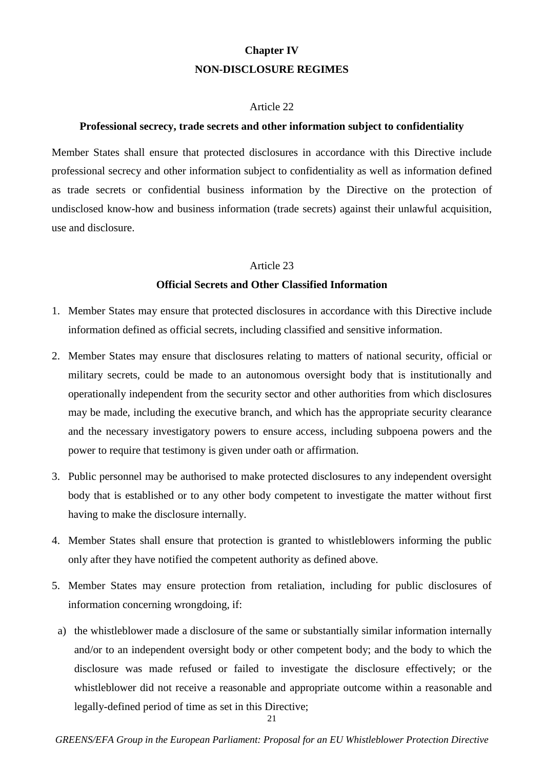## Chapter IV

## NON-DISCLOSURE REGIMES

### Article 22

**Professional secrecy, trade secrets and other information subject to confidentiality**

Member States shall ensure that protected disclosures in accordance with this Directive include professional secrecy and other information subject to confidentiality as well as information defined as trade secrets or confidential business information by the Directive on the protection of undisclosed know-how and business information (trade secrets) against their unlawful acquisition, use and disclosure.

### Article 23

**Official Secrets and Other Classified Information**

1. Member States may ensure that protected disclosures in accordance with this Directive include information defined as official secrets, including classified and sensitive information.
2. Member States may ensure that disclosures relating to matters of national security, official or military secrets, could be made to an autonomous oversight body that is institutionally and operationally independent from the security sector and other authorities from which disclosures may be made, including the executive branch, and which has the appropriate security clearance and the necessary investigatory powers to ensure access, including subpoena powers and the power to require that testimony is given under oath or affirmation.
3. Public personnel may be authorised to make protected disclosures to any independent oversight body that is established or to any other body competent to investigate the matter without first having to make the disclosure internally.
4. Member States shall ensure that protection is granted to whistleblowers informing the public only after they have notified the competent authority as defined above.
5. Member States may ensure protection from retaliation, including for public disclosures of information concerning wrongdoing, if:

   a) the whistleblower made a disclosure of the same or substantially similar information internally and/or to an independent oversight body or other competent body; and the body to which the disclosure was made refused or failed to investigate the disclosure effectively; or the whistleblower did not receive a reasonable and appropriate outcome within a reasonable and legally-defined period of time as set in this Directive;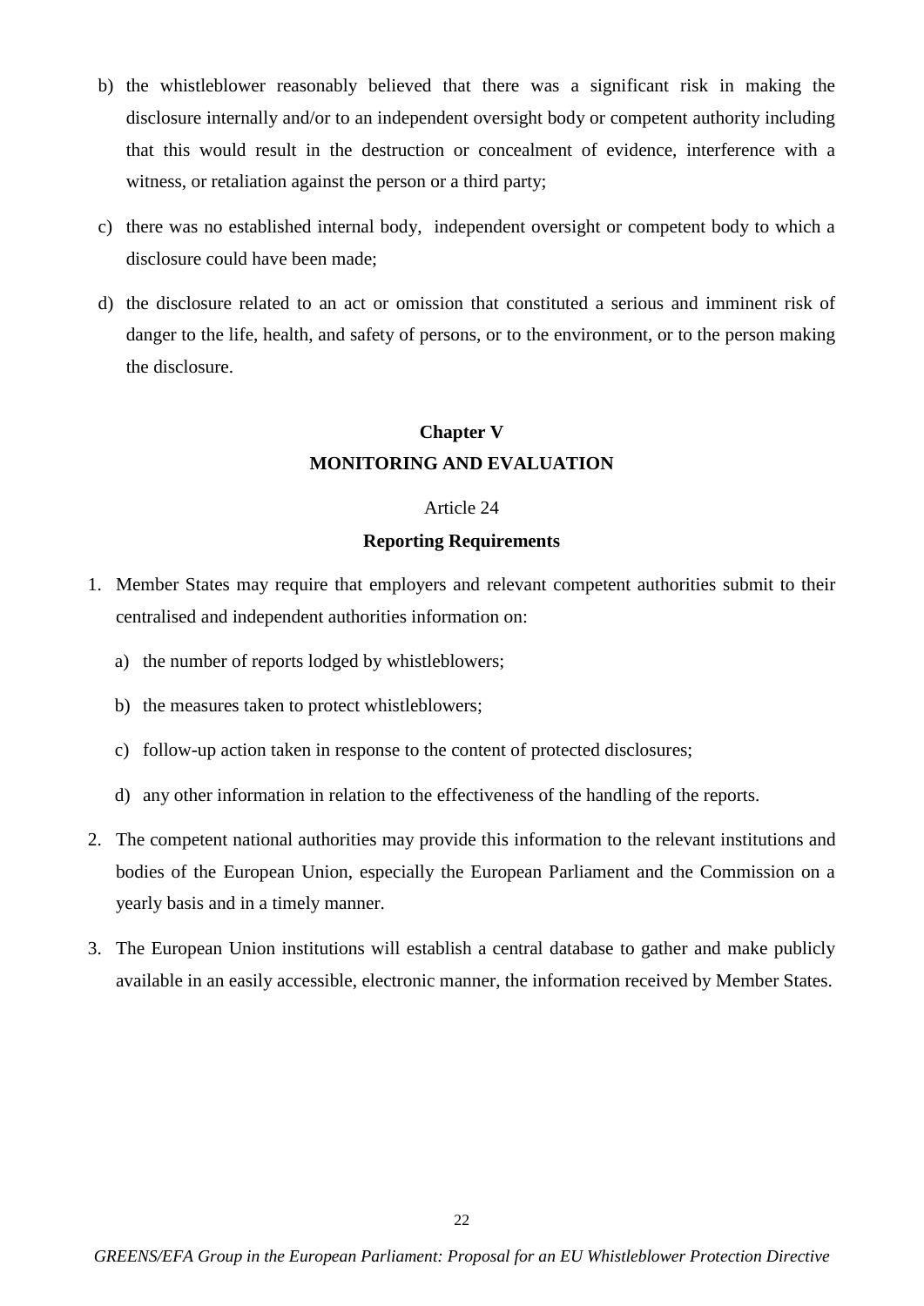b) the whistleblower reasonably believed that there was a significant risk in making the disclosure internally and/or to an independent oversight body or competent authority including that this would result in the destruction or concealment of evidence, interference with a witness, or retaliation against the person or a third party;

c) there was no established internal body, independent oversight or competent body to which a disclosure could have been made;

d) the disclosure related to an act or omission that constituted a serious and imminent risk of danger to the life, health, and safety of persons, or to the environment, or to the person making the disclosure.

## Chapter V
## MONITORING AND EVALUATION

Article 24

**Reporting Requirements**

1. Member States may require that employers and relevant competent authorities submit to their centralised and independent authorities information on:

   a) the number of reports lodged by whistleblowers;

   b) the measures taken to protect whistleblowers;

   c) follow-up action taken in response to the content of protected disclosures;

   d) any other information in relation to the effectiveness of the handling of the reports.

2. The competent national authorities may provide this information to the relevant institutions and bodies of the European Union, especially the European Parliament and the Commission on a yearly basis and in a timely manner.

3. The European Union institutions will establish a central database to gather and make publicly available in an easily accessible, electronic manner, the information received by Member States.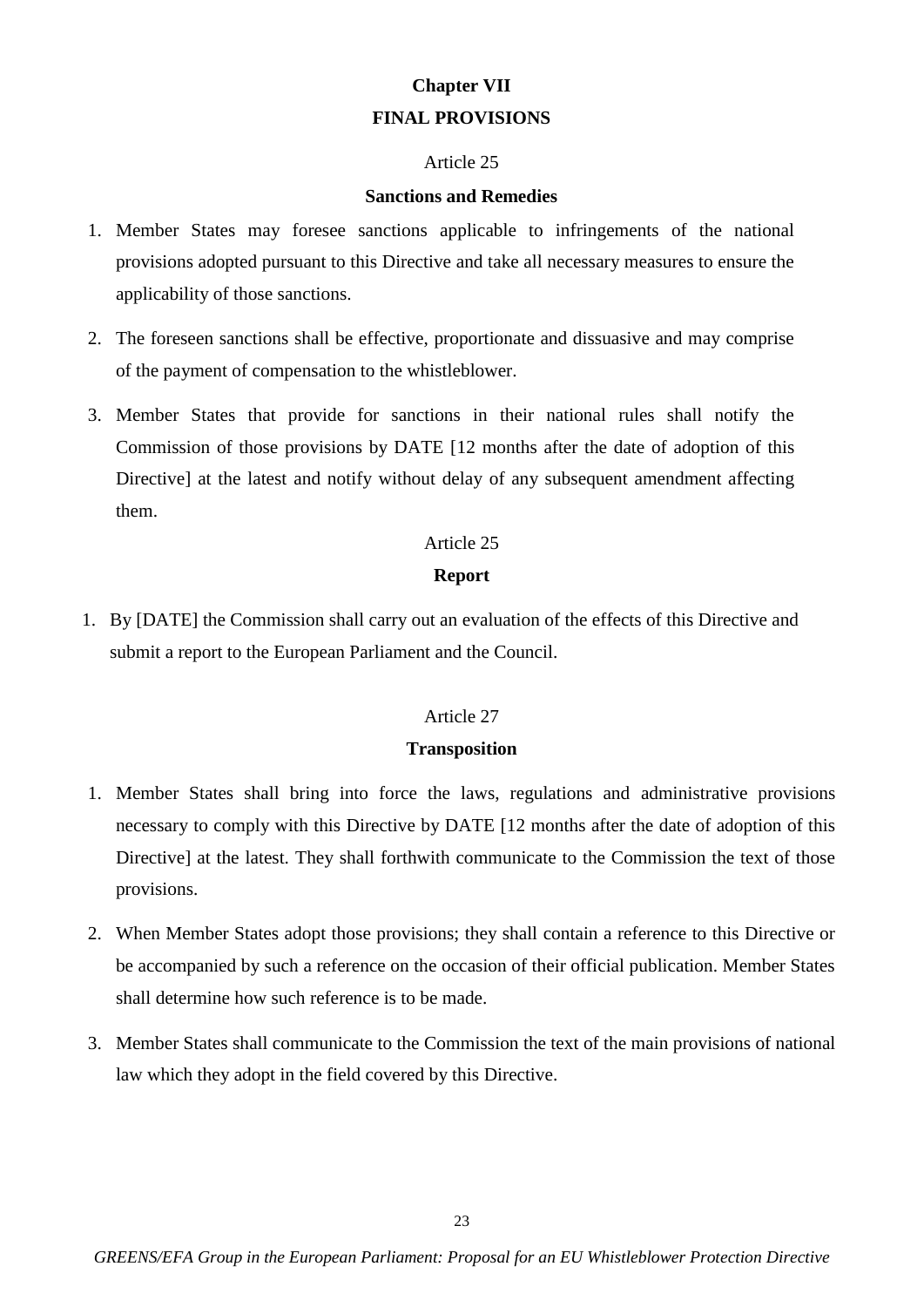## Chapter VII

## FINAL PROVISIONS

Article 25

### Sanctions and Remedies

1. Member States may foresee sanctions applicable to infringements of the national provisions adopted pursuant to this Directive and take all necessary measures to ensure the applicability of those sanctions.
2. The foreseen sanctions shall be effective, proportionate and dissuasive and may comprise of the payment of compensation to the whistleblower.
3. Member States that provide for sanctions in their national rules shall notify the Commission of those provisions by DATE [12 months after the date of adoption of this Directive] at the latest and notify without delay of any subsequent amendment affecting them.

Article 25

### Report

1. By [DATE] the Commission shall carry out an evaluation of the effects of this Directive and submit a report to the European Parliament and the Council.

Article 27

### Transposition

1. Member States shall bring into force the laws, regulations and administrative provisions necessary to comply with this Directive by DATE [12 months after the date of adoption of this Directive] at the latest. They shall forthwith communicate to the Commission the text of those provisions.
2. When Member States adopt those provisions; they shall contain a reference to this Directive or be accompanied by such a reference on the occasion of their official publication. Member States shall determine how such reference is to be made.
3. Member States shall communicate to the Commission the text of the main provisions of national law which they adopt in the field covered by this Directive.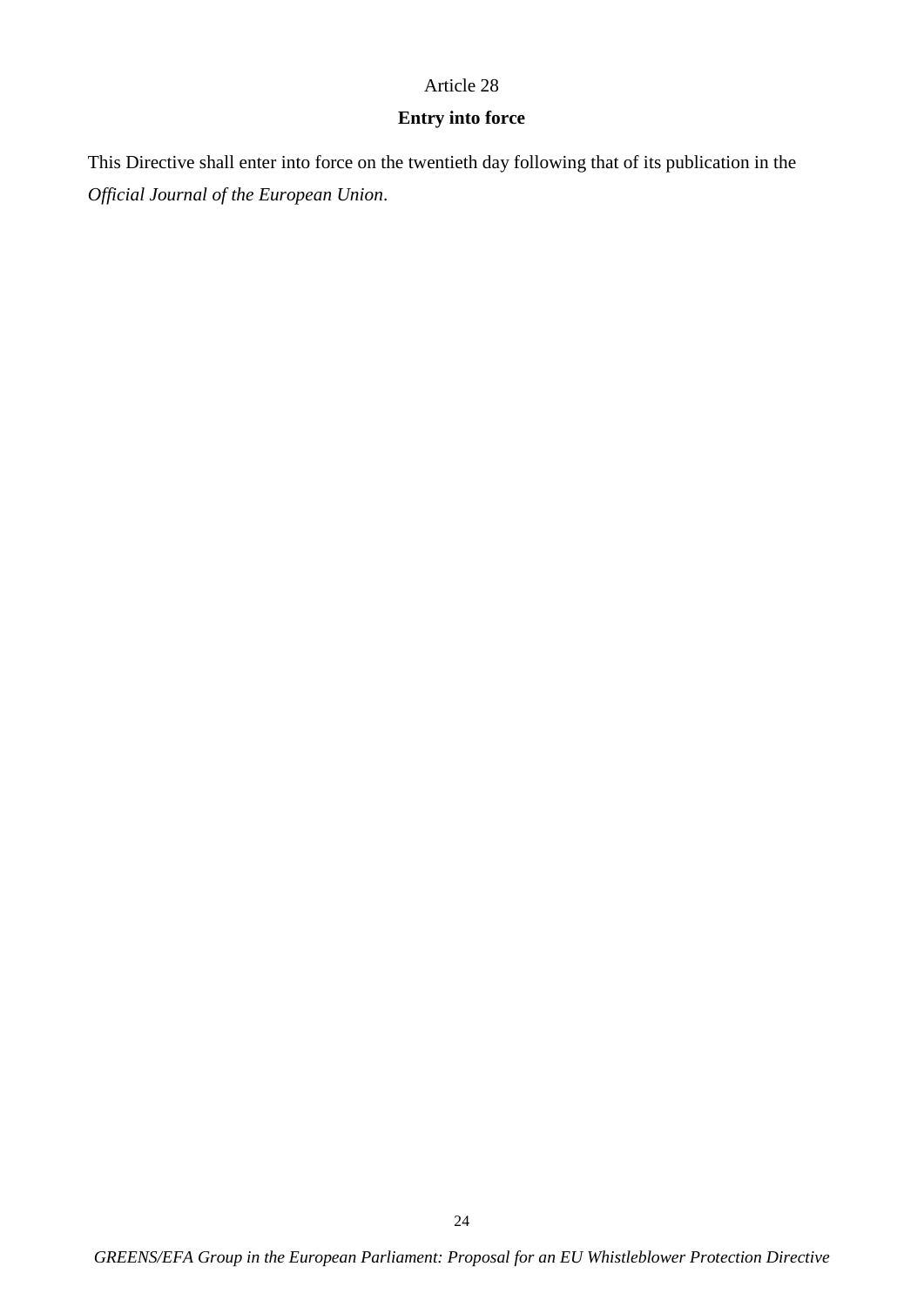Article 28

**Entry into force**

This Directive shall enter into force on the twentieth day following that of its publication in the *Official Journal of the European Union*.